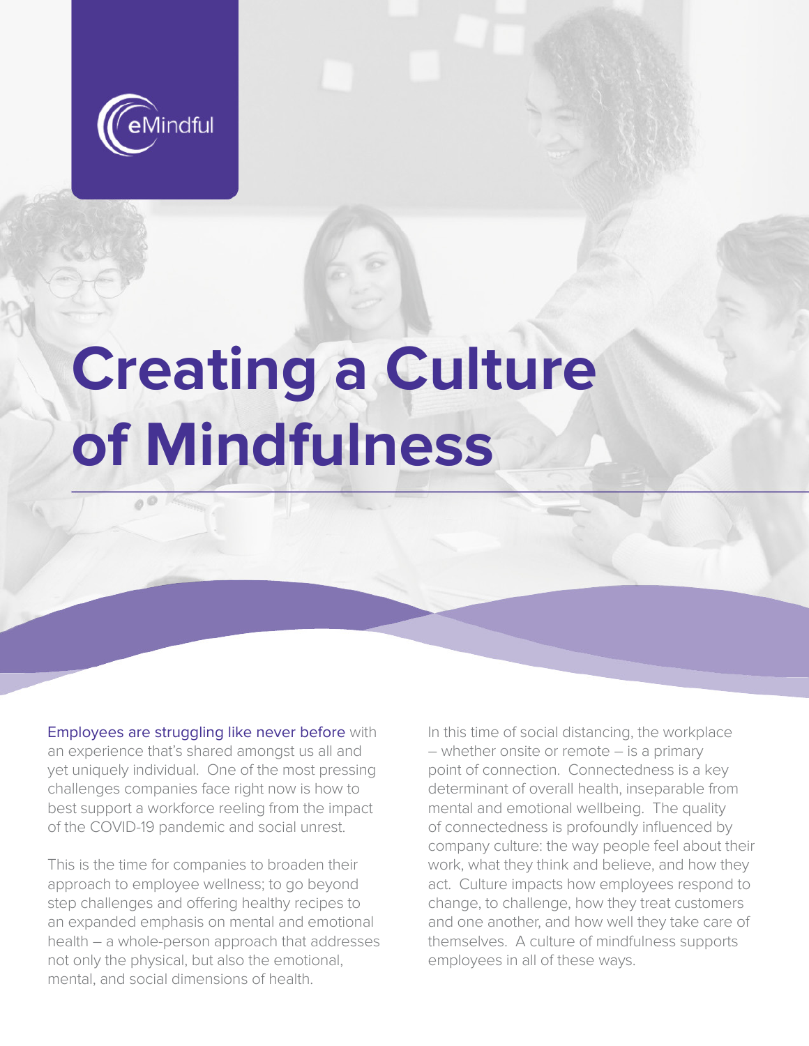eMindful

# Creating a Culture of Mindfulness

Employees are struggling like never before with an experience that's shared amongst us all and yet uniquely individual. One of the most pressing challenges companies face right now is how to best support a workforce reeling from the impact of the COVID-19 pandemic and social unrest.

This is the time for companies to broaden their approach to employee wellness; to go beyond step challenges and offering healthy recipes to an expanded emphasis on mental and emotional health – a whole-person approach that addresses not only the physical, but also the emotional, mental, and social dimensions of health.

In this time of social distancing, the workplace – whether onsite or remote – is a primary point of connection. Connectedness is a key determinant of overall health, inseparable from mental and emotional wellbeing. The quality of connectedness is profoundly influenced by company culture: the way people feel about their work, what they think and believe, and how they act. Culture impacts how employees respond to change, to challenge, how they treat customers and one another, and how well they take care of themselves. A culture of mindfulness supports employees in all of these ways.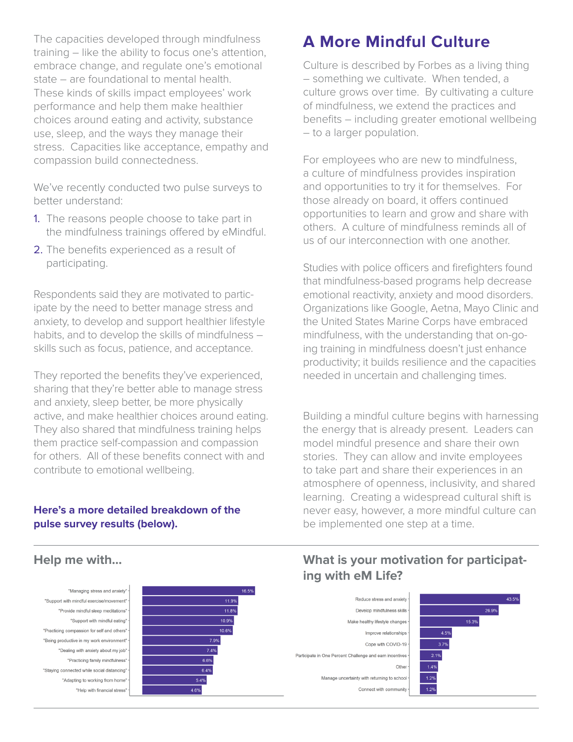The capacities developed through mindfulness training – like the ability to focus one's attention, embrace change, and regulate one's emotional state – are foundational to mental health. These kinds of skills impact employees' work performance and help them make healthier choices around eating and activity, substance use, sleep, and the ways they manage their stress. Capacities like acceptance, empathy and compassion build connectedness.

We've recently conducted two pulse surveys to better understand:

1. The reasons people choose to take part in the mindfulness trainings offered by eMindful.
2. The benefits experienced as a result of participating.

Respondents said they are motivated to participate by the need to better manage stress and anxiety, to develop and support healthier lifestyle habits, and to develop the skills of mindfulness – skills such as focus, patience, and acceptance.

They reported the benefits they've experienced, sharing that they're better able to manage stress and anxiety, sleep better, be more physically active, and make healthier choices around eating. They also shared that mindfulness training helps them practice self-compassion and compassion for others. All of these benefits connect with and contribute to emotional wellbeing.

**Here's a more detailed breakdown of the pulse survey results (below).**

## A More Mindful Culture

Culture is described by Forbes as a living thing – something we cultivate. When tended, a culture grows over time. By cultivating a culture of mindfulness, we extend the practices and benefits – including greater emotional wellbeing – to a larger population.

For employees who are new to mindfulness, a culture of mindfulness provides inspiration and opportunities to try it for themselves. For those already on board, it offers continued opportunities to learn and grow and share with others. A culture of mindfulness reminds all of us of our interconnection with one another.

Studies with police officers and firefighters found that mindfulness-based programs help decrease emotional reactivity, anxiety and mood disorders. Organizations like Google, Aetna, Mayo Clinic and the United States Marine Corps have embraced mindfulness, with the understanding that on-going training in mindfulness doesn't just enhance productivity; it builds resilience and the capacities needed in uncertain and challenging times.

Building a mindful culture begins with harnessing the energy that is already present. Leaders can model mindful presence and share their own stories. They can allow and invite employees to take part and share their experiences in an atmosphere of openness, inclusivity, and shared learning. Creating a widespread cultural shift is never easy, however, a more mindful culture can be implemented one step at a time.

### Help me with...

| Response | Percentage |
|---|---|
| "Managing stress and anxiety" | 16.5% |
| "Support with mindful exercise/movement" | 11.9% |
| "Provide mindful sleep meditations" | 11.8% |
| "Support with mindful eating" | 10.9% |
| "Practicing compassion for self and others" | 10.6% |
| "Being productive in my work environment" | 7.9% |
| "Dealing with anxiety about my job" | 7.4% |
| "Practicing family mindfulness" | 6.6% |
| "Staying connected while social distancing" | 6.4% |
| "Adapting to working from home" | 5.4% |
| "Help with financial stress" | 4.6% |

### What is your motivation for participating with eM Life?

| Response | Percentage |
|---|---|
| Reduce stress and anxiety | 43.5% |
| Develop mindfulness skills | 26.9% |
| Make healthy lifestyle changes | 15.3% |
| Improve relationships | 4.5% |
| Cope with COVID-19 | 3.7% |
| Participate in One Percent Challenge and earn incentives | 2.1% |
| Other | 1.4% |
| Manage uncertainty with returning to school | 1.2% |
| Connect with community | 1.2% |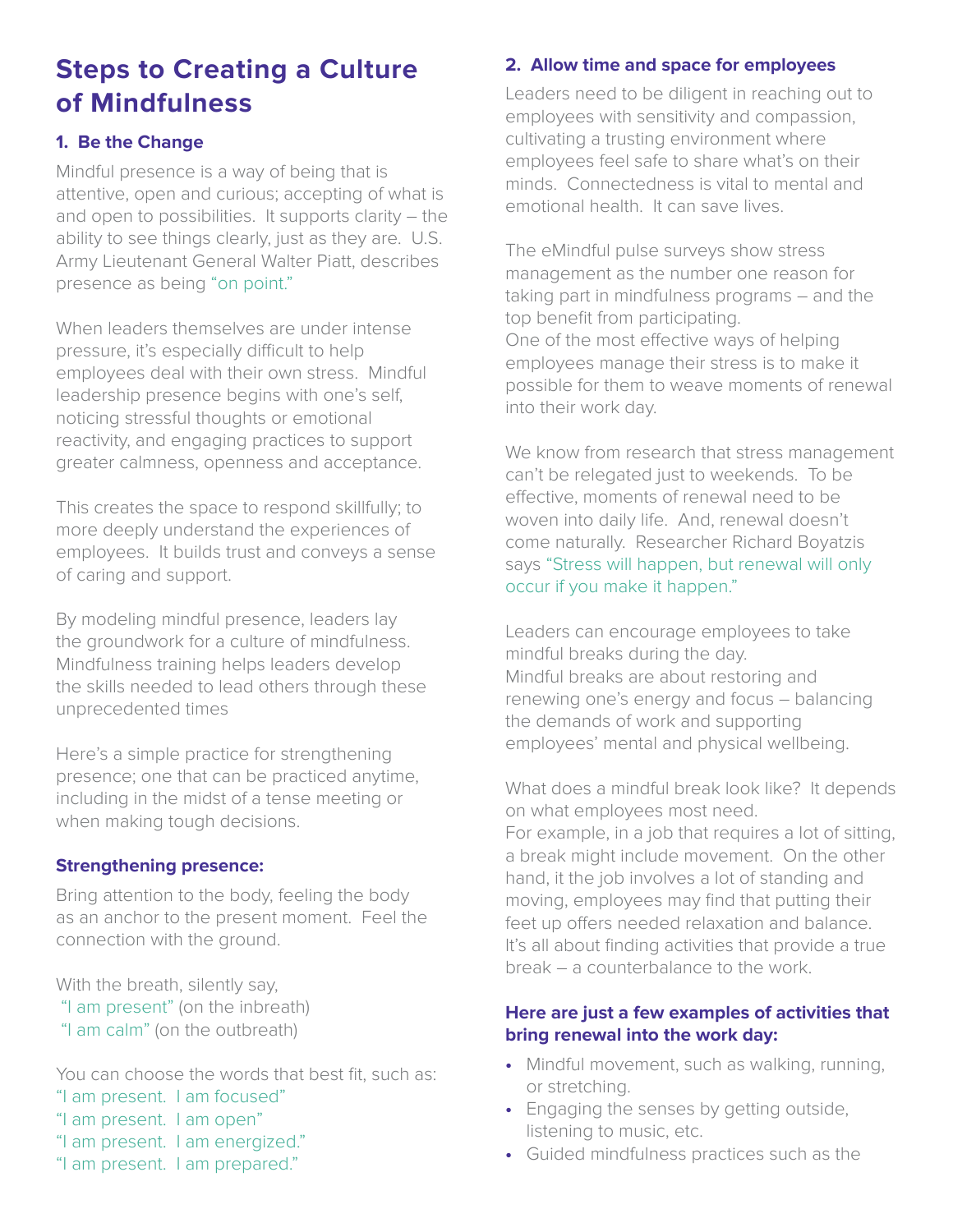# Steps to Creating a Culture of Mindfulness

### 1. Be the Change

Mindful presence is a way of being that is attentive, open and curious; accepting of what is and open to possibilities. It supports clarity – the ability to see things clearly, just as they are. U.S. Army Lieutenant General Walter Piatt, describes presence as being "on point."

When leaders themselves are under intense pressure, it's especially difficult to help employees deal with their own stress. Mindful leadership presence begins with one's self, noticing stressful thoughts or emotional reactivity, and engaging practices to support greater calmness, openness and acceptance.

This creates the space to respond skillfully; to more deeply understand the experiences of employees. It builds trust and conveys a sense of caring and support.

By modeling mindful presence, leaders lay the groundwork for a culture of mindfulness. Mindfulness training helps leaders develop the skills needed to lead others through these unprecedented times

Here's a simple practice for strengthening presence; one that can be practiced anytime, including in the midst of a tense meeting or when making tough decisions.

#### Strengthening presence:

Bring attention to the body, feeling the body as an anchor to the present moment. Feel the connection with the ground.

With the breath, silently say,
"I am present" (on the inbreath)
"I am calm" (on the outbreath)

You can choose the words that best fit, such as:
"I am present. I am focused"
"I am present. I am open"
"I am present. I am energized."
"I am present. I am prepared."

### 2. Allow time and space for employees

Leaders need to be diligent in reaching out to employees with sensitivity and compassion, cultivating a trusting environment where employees feel safe to share what's on their minds. Connectedness is vital to mental and emotional health. It can save lives.

The eMindful pulse surveys show stress management as the number one reason for taking part in mindfulness programs – and the top benefit from participating.
One of the most effective ways of helping employees manage their stress is to make it possible for them to weave moments of renewal into their work day.

We know from research that stress management can't be relegated just to weekends. To be effective, moments of renewal need to be woven into daily life. And, renewal doesn't come naturally. Researcher Richard Boyatzis says "Stress will happen, but renewal will only occur if you make it happen."

Leaders can encourage employees to take mindful breaks during the day.
Mindful breaks are about restoring and renewing one's energy and focus – balancing the demands of work and supporting employees' mental and physical wellbeing.

What does a mindful break look like? It depends on what employees most need.
For example, in a job that requires a lot of sitting, a break might include movement. On the other hand, it the job involves a lot of standing and moving, employees may find that putting their feet up offers needed relaxation and balance. It's all about finding activities that provide a true break – a counterbalance to the work.

#### Here are just a few examples of activities that bring renewal into the work day:

- Mindful movement, such as walking, running, or stretching.
- Engaging the senses by getting outside, listening to music, etc.
- Guided mindfulness practices such as the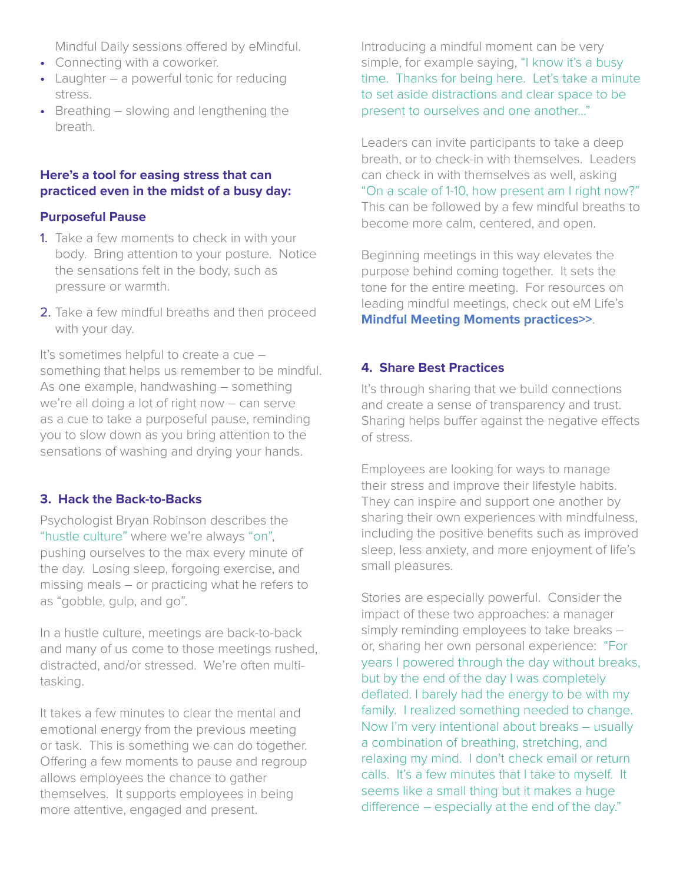Mindful Daily sessions offered by eMindful.
- Connecting with a coworker.
- Laughter – a powerful tonic for reducing stress.
- Breathing – slowing and lengthening the breath.

**Here's a tool for easing stress that can practiced even in the midst of a busy day:**

**Purposeful Pause**

1. Take a few moments to check in with your body. Bring attention to your posture. Notice the sensations felt in the body, such as pressure or warmth.
2. Take a few mindful breaths and then proceed with your day.

It's sometimes helpful to create a cue – something that helps us remember to be mindful. As one example, handwashing – something we're all doing a lot of right now – can serve as a cue to take a purposeful pause, reminding you to slow down as you bring attention to the sensations of washing and drying your hands.

### 3. Hack the Back-to-Backs

Psychologist Bryan Robinson describes the "hustle culture" where we're always "on", pushing ourselves to the max every minute of the day. Losing sleep, forgoing exercise, and missing meals – or practicing what he refers to as "gobble, gulp, and go".

In a hustle culture, meetings are back-to-back and many of us come to those meetings rushed, distracted, and/or stressed. We're often multi-tasking.

It takes a few minutes to clear the mental and emotional energy from the previous meeting or task. This is something we can do together. Offering a few moments to pause and regroup allows employees the chance to gather themselves. It supports employees in being more attentive, engaged and present.

Introducing a mindful moment can be very simple, for example saying, "I know it's a busy time. Thanks for being here. Let's take a minute to set aside distractions and clear space to be present to ourselves and one another..."

Leaders can invite participants to take a deep breath, or to check-in with themselves. Leaders can check in with themselves as well, asking "On a scale of 1-10, how present am I right now?" This can be followed by a few mindful breaths to become more calm, centered, and open.

Beginning meetings in this way elevates the purpose behind coming together. It sets the tone for the entire meeting. For resources on leading mindful meetings, check out eM Life's **Mindful Meeting Moments practices>>**.

### 4. Share Best Practices

It's through sharing that we build connections and create a sense of transparency and trust. Sharing helps buffer against the negative effects of stress.

Employees are looking for ways to manage their stress and improve their lifestyle habits. They can inspire and support one another by sharing their own experiences with mindfulness, including the positive benefits such as improved sleep, less anxiety, and more enjoyment of life's small pleasures.

Stories are especially powerful. Consider the impact of these two approaches: a manager simply reminding employees to take breaks – or, sharing her own personal experience: "For years I powered through the day without breaks, but by the end of the day I was completely deflated. I barely had the energy to be with my family. I realized something needed to change. Now I'm very intentional about breaks – usually a combination of breathing, stretching, and relaxing my mind. I don't check email or return calls. It's a few minutes that I take to myself. It seems like a small thing but it makes a huge difference – especially at the end of the day."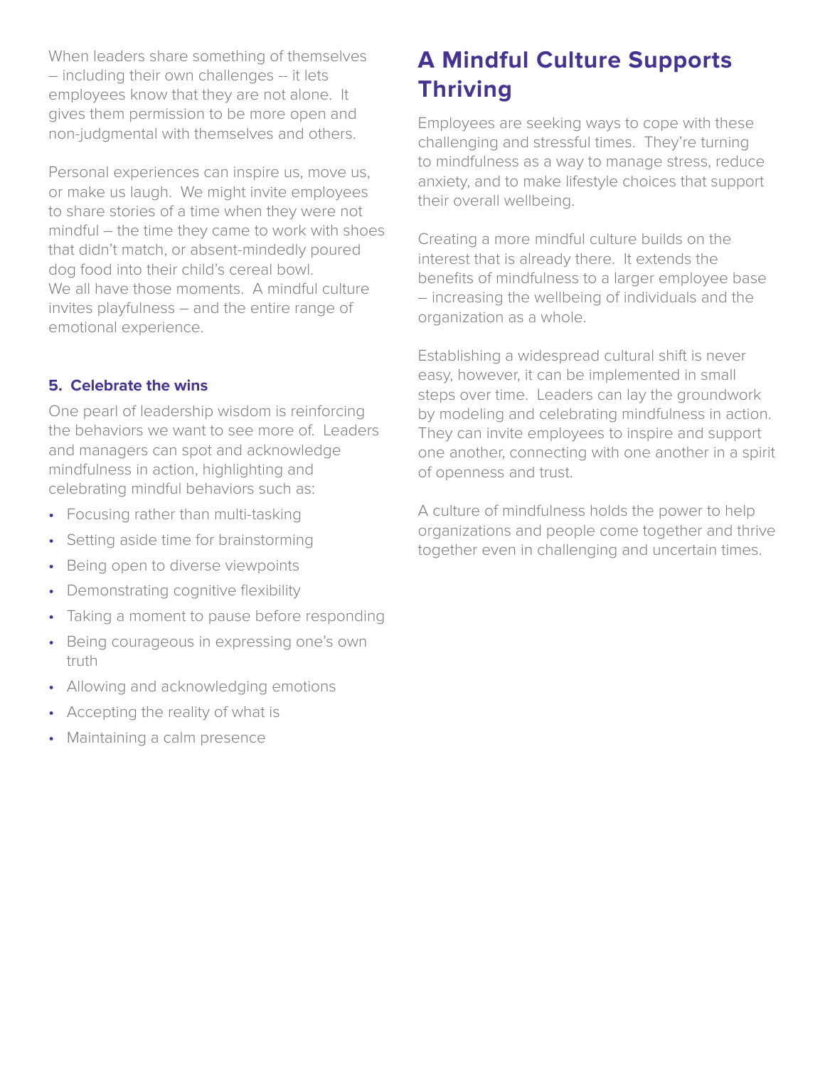When leaders share something of themselves – including their own challenges -- it lets employees know that they are not alone. It gives them permission to be more open and non-judgmental with themselves and others.

Personal experiences can inspire us, move us, or make us laugh. We might invite employees to share stories of a time when they were not mindful – the time they came to work with shoes that didn't match, or absent-mindedly poured dog food into their child's cereal bowl. We all have those moments. A mindful culture invites playfulness – and the entire range of emotional experience.

### 5. Celebrate the wins

One pearl of leadership wisdom is reinforcing the behaviors we want to see more of. Leaders and managers can spot and acknowledge mindfulness in action, highlighting and celebrating mindful behaviors such as:

- Focusing rather than multi-tasking
- Setting aside time for brainstorming
- Being open to diverse viewpoints
- Demonstrating cognitive flexibility
- Taking a moment to pause before responding
- Being courageous in expressing one's own truth
- Allowing and acknowledging emotions
- Accepting the reality of what is
- Maintaining a calm presence

## A Mindful Culture Supports Thriving

Employees are seeking ways to cope with these challenging and stressful times. They're turning to mindfulness as a way to manage stress, reduce anxiety, and to make lifestyle choices that support their overall wellbeing.

Creating a more mindful culture builds on the interest that is already there. It extends the benefits of mindfulness to a larger employee base – increasing the wellbeing of individuals and the organization as a whole.

Establishing a widespread cultural shift is never easy, however, it can be implemented in small steps over time. Leaders can lay the groundwork by modeling and celebrating mindfulness in action. They can invite employees to inspire and support one another, connecting with one another in a spirit of openness and trust.

A culture of mindfulness holds the power to help organizations and people come together and thrive together even in challenging and uncertain times.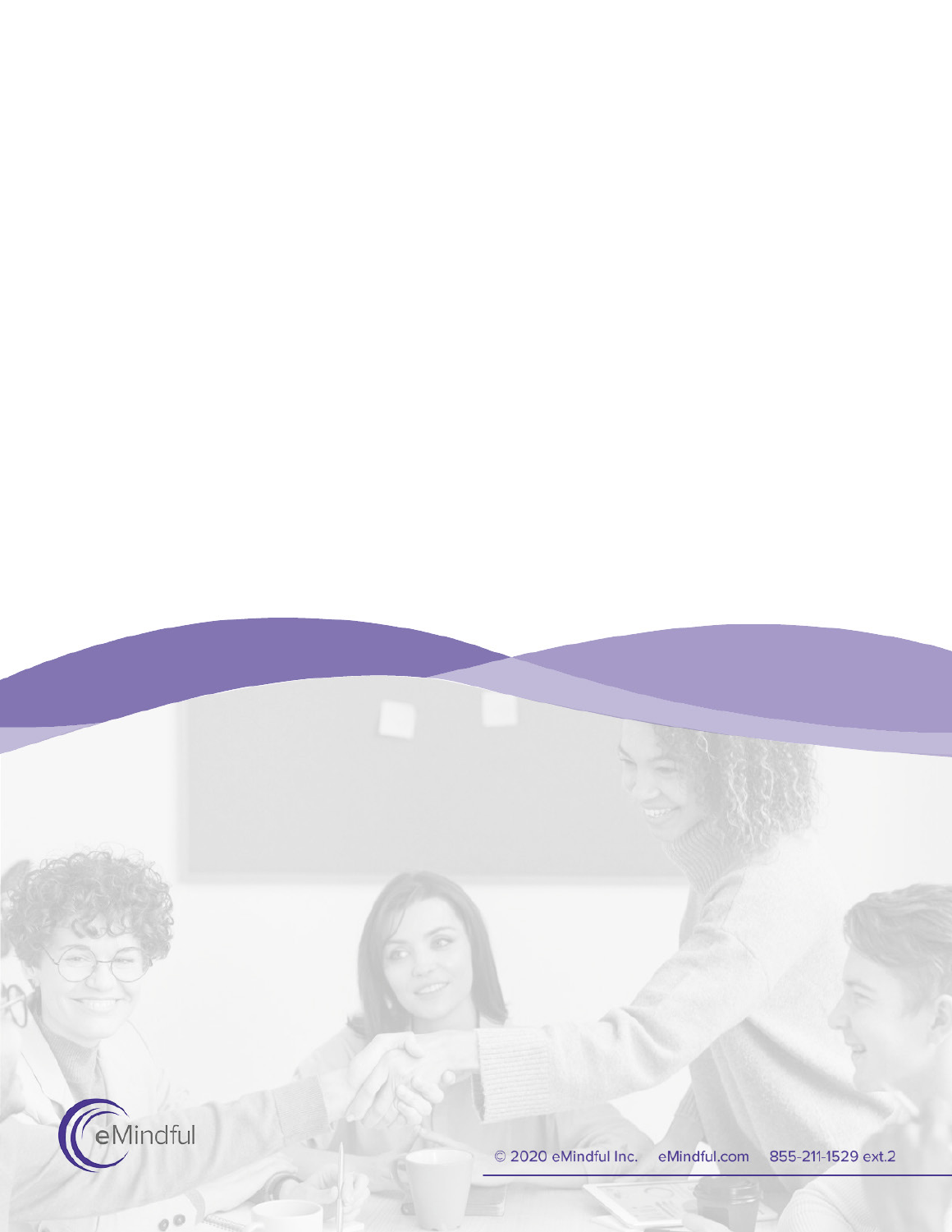eMindful

© 2020 eMindful Inc. eMindful.com 855-211-1529 ext.2